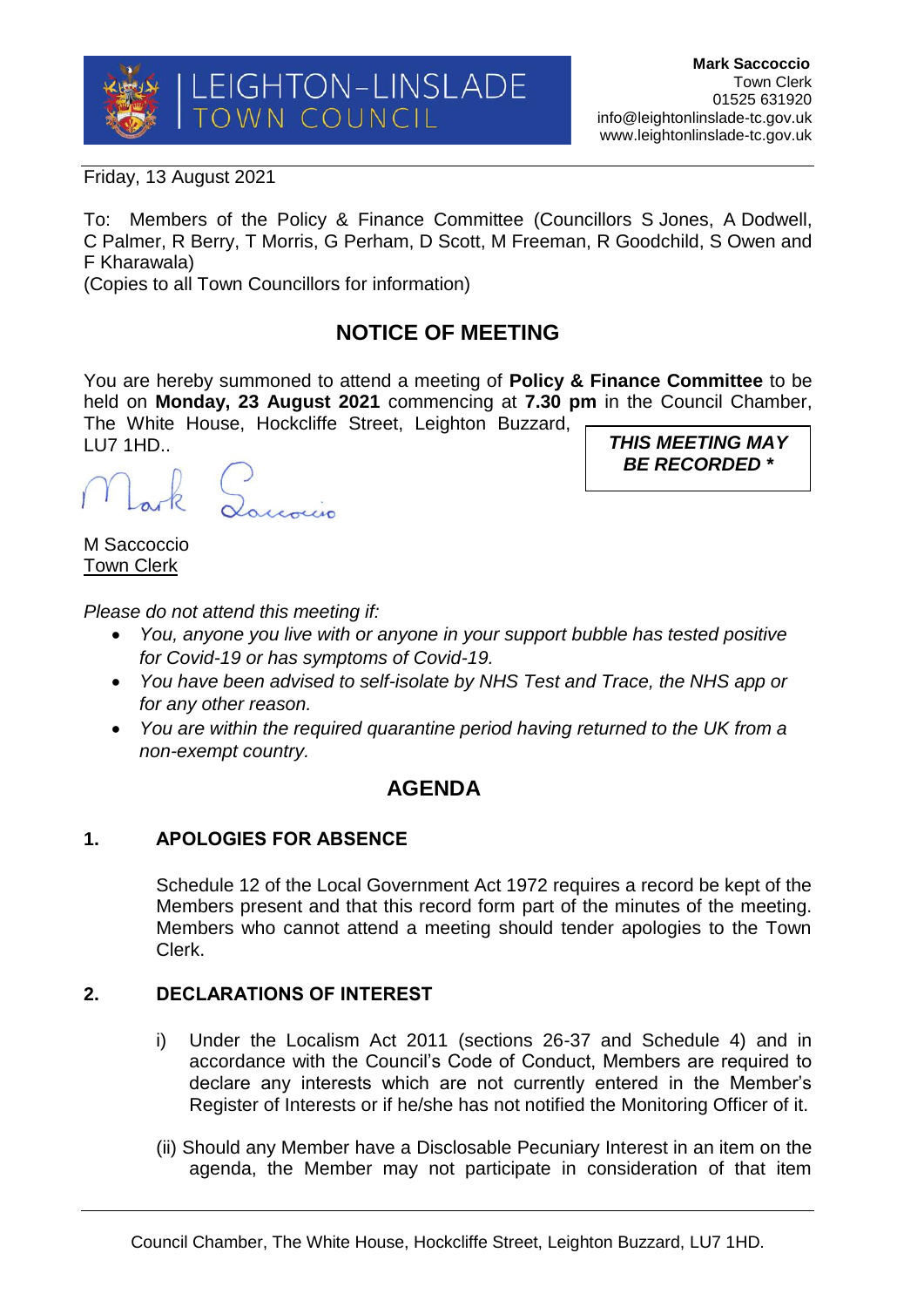**Mark Saccoccio**
Town Clerk
01525 631920
info@leightonlinslade-tc.gov.uk
www.leightonlinslade-tc.gov.uk

LEIGHTON-LINSLADE TOWN COUNCIL

Friday, 13 August 2021

To: Members of the Policy & Finance Committee (Councillors S Jones, A Dodwell, C Palmer, R Berry, T Morris, G Perham, D Scott, M Freeman, R Goodchild, S Owen and F Kharawala)
(Copies to all Town Councillors for information)

## NOTICE OF MEETING

You are hereby summoned to attend a meeting of **Policy & Finance Committee** to be held on **Monday, 23 August 2021** commencing at **7.30 pm** in the Council Chamber, The White House, Hockcliffe Street, Leighton Buzzard, LU7 1HD..

***THIS MEETING MAY BE RECORDED ****

M Saccoccio
Town Clerk

*Please do not attend this meeting if:*

- *You, anyone you live with or anyone in your support bubble has tested positive for Covid-19 or has symptoms of Covid-19.*
- *You have been advised to self-isolate by NHS Test and Trace, the NHS app or for any other reason.*
- *You are within the required quarantine period having returned to the UK from a non-exempt country.*

## AGENDA

### 1. APOLOGIES FOR ABSENCE

Schedule 12 of the Local Government Act 1972 requires a record be kept of the Members present and that this record form part of the minutes of the meeting. Members who cannot attend a meeting should tender apologies to the Town Clerk.

### 2. DECLARATIONS OF INTEREST

i) Under the Localism Act 2011 (sections 26-37 and Schedule 4) and in accordance with the Council's Code of Conduct, Members are required to declare any interests which are not currently entered in the Member's Register of Interests or if he/she has not notified the Monitoring Officer of it.

(ii) Should any Member have a Disclosable Pecuniary Interest in an item on the agenda, the Member may not participate in consideration of that item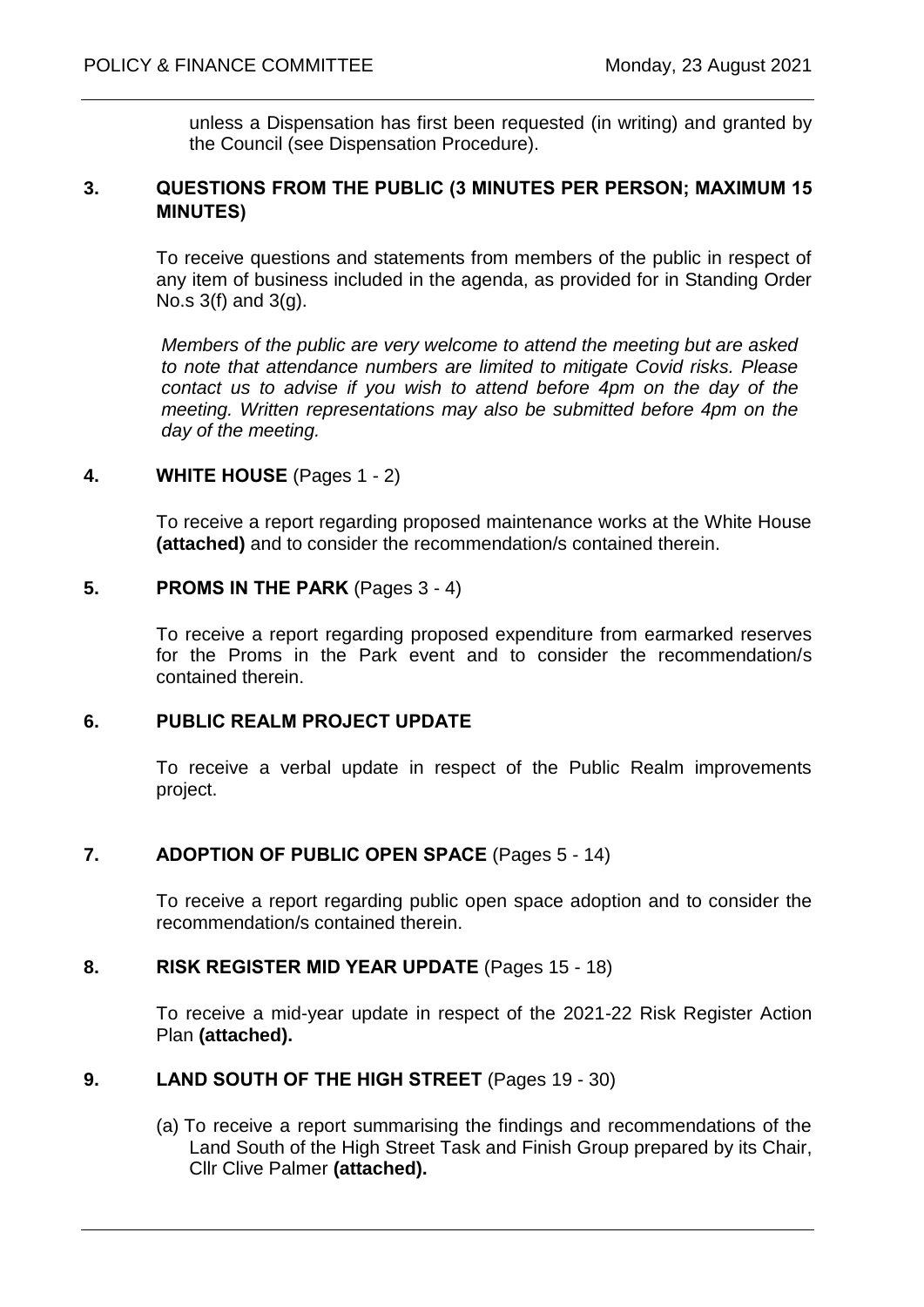unless a Dispensation has first been requested (in writing) and granted by the Council (see Dispensation Procedure).

**3. QUESTIONS FROM THE PUBLIC (3 MINUTES PER PERSON; MAXIMUM 15 MINUTES)**

To receive questions and statements from members of the public in respect of any item of business included in the agenda, as provided for in Standing Order No.s 3(f) and 3(g).

*Members of the public are very welcome to attend the meeting but are asked to note that attendance numbers are limited to mitigate Covid risks. Please contact us to advise if you wish to attend before 4pm on the day of the meeting. Written representations may also be submitted before 4pm on the day of the meeting.*

**4. WHITE HOUSE** (Pages 1 - 2)

To receive a report regarding proposed maintenance works at the White House **(attached)** and to consider the recommendation/s contained therein.

**5. PROMS IN THE PARK** (Pages 3 - 4)

To receive a report regarding proposed expenditure from earmarked reserves for the Proms in the Park event and to consider the recommendation/s contained therein.

**6. PUBLIC REALM PROJECT UPDATE**

To receive a verbal update in respect of the Public Realm improvements project.

**7. ADOPTION OF PUBLIC OPEN SPACE** (Pages 5 - 14)

To receive a report regarding public open space adoption and to consider the recommendation/s contained therein.

**8. RISK REGISTER MID YEAR UPDATE** (Pages 15 - 18)

To receive a mid-year update in respect of the 2021-22 Risk Register Action Plan **(attached).**

**9. LAND SOUTH OF THE HIGH STREET** (Pages 19 - 30)

(a) To receive a report summarising the findings and recommendations of the Land South of the High Street Task and Finish Group prepared by its Chair, Cllr Clive Palmer **(attached).**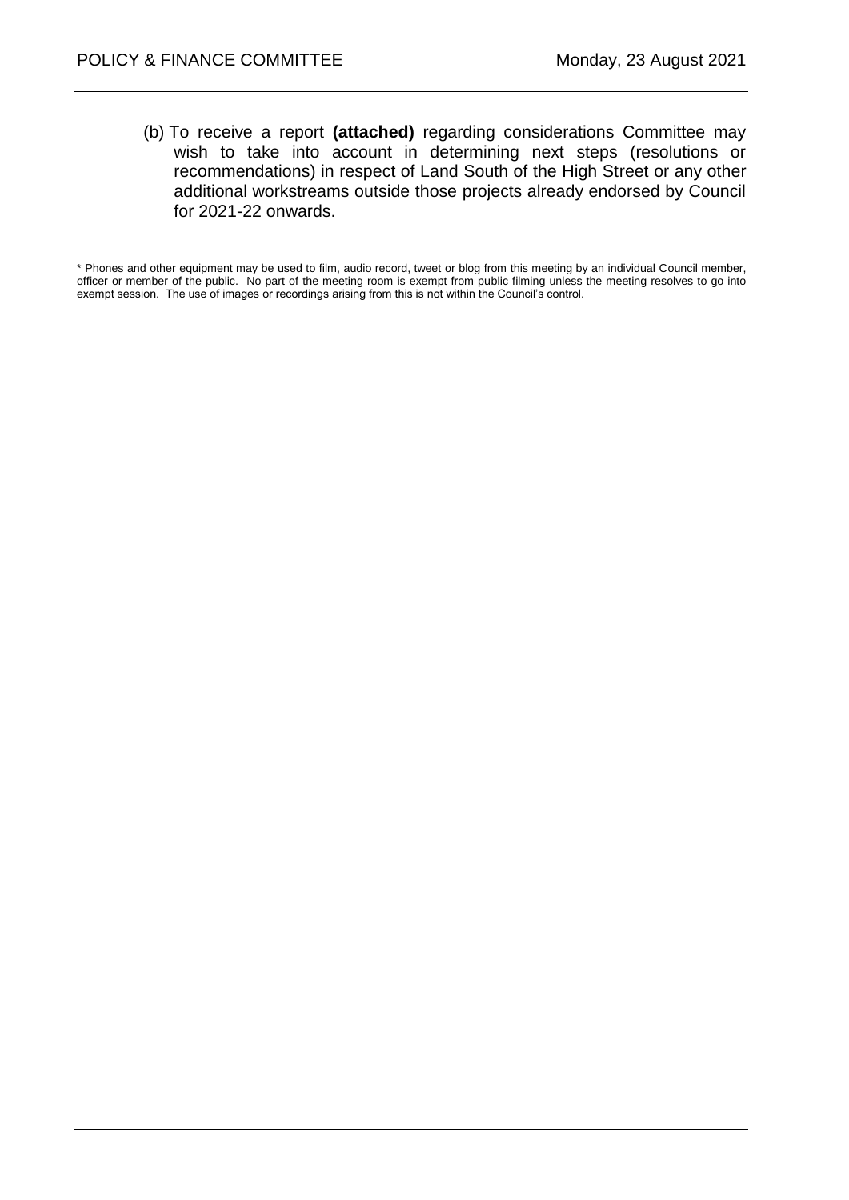(b) To receive a report **(attached)** regarding considerations Committee may wish to take into account in determining next steps (resolutions or recommendations) in respect of Land South of the High Street or any other additional workstreams outside those projects already endorsed by Council for 2021-22 onwards.

\* Phones and other equipment may be used to film, audio record, tweet or blog from this meeting by an individual Council member, officer or member of the public. No part of the meeting room is exempt from public filming unless the meeting resolves to go into exempt session. The use of images or recordings arising from this is not within the Council's control.